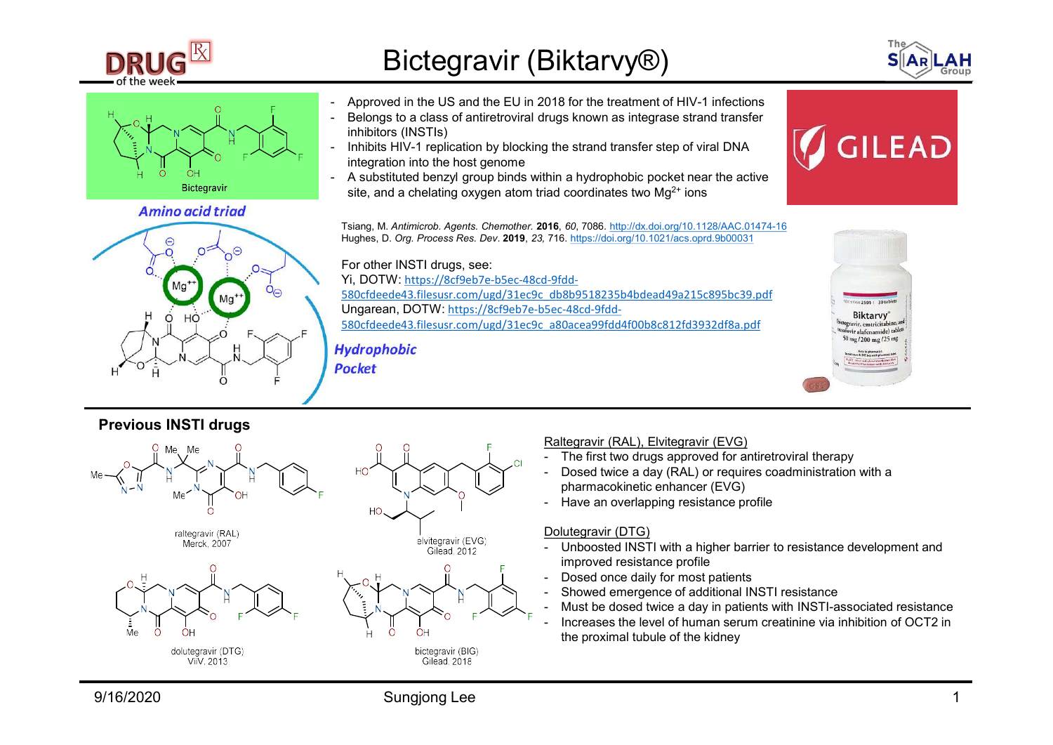# Bictegravir (Biktarvy®)

Bictegravir

*Amino acid triad*

*Hydrophobic Pocket*

- Approved in the US and the EU in 2018 for the treatment of HIV-1 infections
- Belongs to a class of antiretroviral drugs known as integrase strand transfer inhibitors (INSTIs)
- Inhibits HIV-1 replication by blocking the strand transfer step of viral DNA integration into the host genome
- A substituted benzyl group binds within a hydrophobic pocket near the active site, and a chelating oxygen atom triad coordinates two $Mg^{2+}$ ions

Tsiang, M. *Antimicrob. Agents. Chemother.* **2016**, *60*, 7086. http://dx.doi.org/10.1128/AAC.01474-16
Hughes, D. *Org. Process Res. Dev*. **2019**, *23,* 716. https://doi.org/10.1021/acs.oprd.9b00031

For other INSTI drugs, see:
Yi, DOTW: https://8cf9eb7e-b5ec-48cd-9fdd-580cfdeede43.filesusr.com/ugd/31ec9c_db8b9518235b4bdead49a215c895bc39.pdf
Ungarean, DOTW: https://8cf9eb7e-b5ec-48cd-9fdd-580cfdeede43.filesusr.com/ugd/31ec9c_a80acea99fdd4f00b8c812fd3932df8a.pdf

## Previous INSTI drugs

raltegravir (RAL)
Merck, 2007

elvitegravir (EVG)
Gilead, 2012

dolutegravir (DTG)
ViiV, 2013

bictegravir (BIG)
Gilead, 2018

Raltegravir (RAL), Elvitegravir (EVG)

- The first two drugs approved for antiretroviral therapy
- Dosed twice a day (RAL) or requires coadministration with a pharmacokinetic enhancer (EVG)
- Have an overlapping resistance profile

Dolutegravir (DTG)

- Unboosted INSTI with a higher barrier to resistance development and improved resistance profile
- Dosed once daily for most patients
- Showed emergence of additional INSTI resistance
- Must be dosed twice a day in patients with INSTI-associated resistance
- Increases the level of human serum creatinine via inhibition of OCT2 in the proximal tubule of the kidney

9/16/2020 Sungjong Lee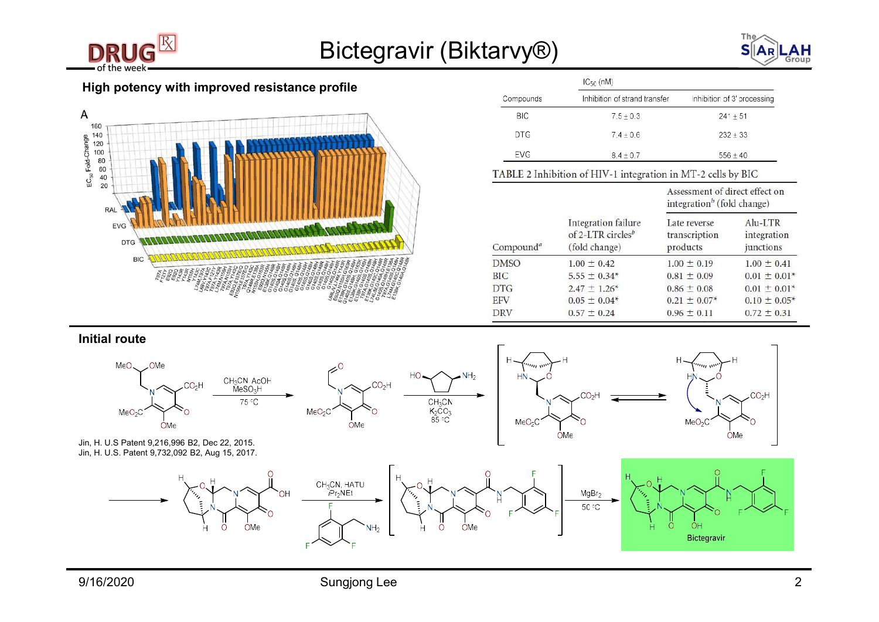# Bictegravir (Biktarvy®)

## High potency with improved resistance profile

A

| Compounds | $IC_{50}$ (nM) Inhibition of strand transfer | Inhibition of 3' processing |
|---|---|---|
| BIC | 7.5 ± 0.3 | 241 ± 51 |
| DTG | 7.4 ± 0.6 | 232 ± 33 |
| EVG | 8.4 ± 0.7 | 556 ± 40 |

TABLE 2 Inhibition of HIV-1 integration in MT-2 cells by BIC

| Compound[a] | Integration failure of 2-LTR circles[b] (fold change) | Assessment of direct effect on integration[b] (fold change): Late reverse transcription products | Alu-LTR integration junctions |
|---|---|---|---|
| DMSO | 1.00 ± 0.42 | 1.00 ± 0.19 | 1.00 ± 0.41 |
| BIC | 5.55 ± 0.34* | 0.81 ± 0.09 | 0.01 ± 0.01* |
| DTG | 2.47 ± 1.26* | 0.86 ± 0.08 | 0.01 ± 0.01* |
| EFV | 0.05 ± 0.04* | 0.21 ± 0.07* | 0.10 ± 0.05* |
| DRV | 0.57 ± 0.24 | 0.96 ± 0.11 | 0.72 ± 0.31 |

## Initial route

Reagents: $CH_3CN$, AcOH, $MeSO_3H$, 75 °C; then HO-cyclopentyl-$NH_2$, $CH_3CN$, $K_2CO_3$, 85 °C; then $CH_3CN$, HATU, $iPr_2NEt$, 2,4,6-trifluorobenzylamine; then $MgBr_2$, 50 °C → Bictegravir

Jin, H. U.S Patent 9,216,996 B2, Dec 22, 2015.
Jin, H. U.S. Patent 9,732,092 B2, Aug 15, 2017.

9/16/2020 Sungjong Lee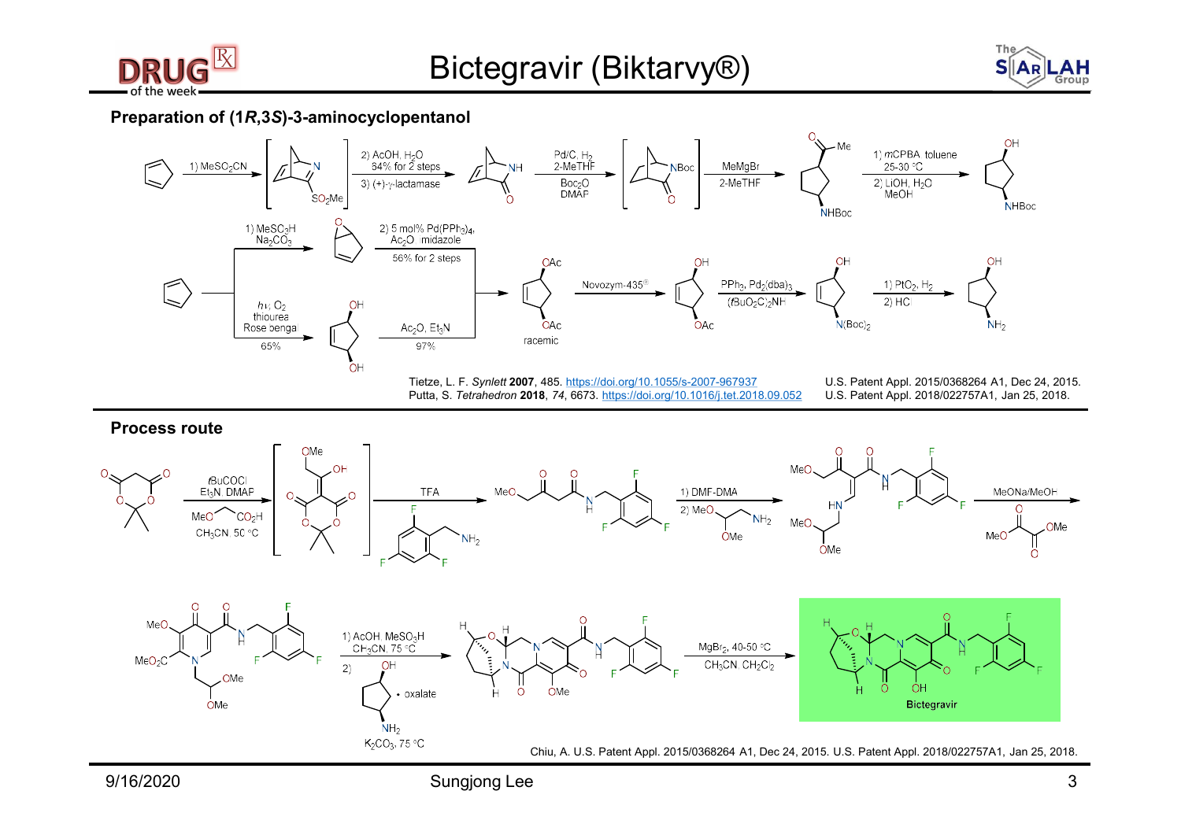# Bictegravir (Biktarvy®)

## Preparation of (1*R*,3*S*)-3-aminocyclopentanol

1) $MeSO_2CN$

2) AcOH, $H_2O$ 64% for 2 steps

3) (+)-γ-lactamase

Pd/C, $H_2$ 2-MeTHF

$Boc_2O$ DMAP

MeMgBr 2-MeTHF

1) *m*CPBA, toluene 25-30 °C

2) LiOH, $H_2O$ MeOH

1) $MeSO_3H$ $Na_2CO_3$

2) 5 mol% $Pd(PPh_3)_4$, $Ac_2O$, imidazole

56% for 2 steps

*hν*, $O_2$ thiourea Rose bengal 65%

$Ac_2O$, $Et_3N$ 97%

racemic

Novozym-435®

$PPh_3$, $Pd_2(dba)_3$ $(tBuO_2C)_2NH$

1) $PtO_2$, $H_2$

2) HCl

Tietze, L. F. *Synlett* **2007**, 485. https://doi.org/10.1055/s-2007-967937

Putta, S. *Tetrahedron* **2018**, *74*, 6673. https://doi.org/10.1016/j.tet.2018.09.052

U.S. Patent Appl. 2015/0368264 A1, Dec 24, 2015.

U.S. Patent Appl. 2018/022757A1, Jan 25, 2018.

## Process route

*t*BuCOCl $Et_3N$, DMAP

MeO–$CH_2$–$CO_2H$

$CH_3CN$, 50 °C

TFA

1) DMF-DMA

2) MeO–$CH_2CH_2$–$NH_2$ (OMe)

MeONa/MeOH

1) AcOH, $MeSO_3H$ $CH_3CN$, 75 °C

2) (1*R*,3*S*)-3-aminocyclopentanol • oxalate

$K_2CO_3$, 75 °C

$MgBr_2$, 40-50 °C $CH_3CN$, $CH_2Cl_2$

Bictegravir

Chiu, A. U.S. Patent Appl. 2015/0368264 A1, Dec 24, 2015. U.S. Patent Appl. 2018/022757A1, Jan 25, 2018.

9/16/2020 Sungjong Lee